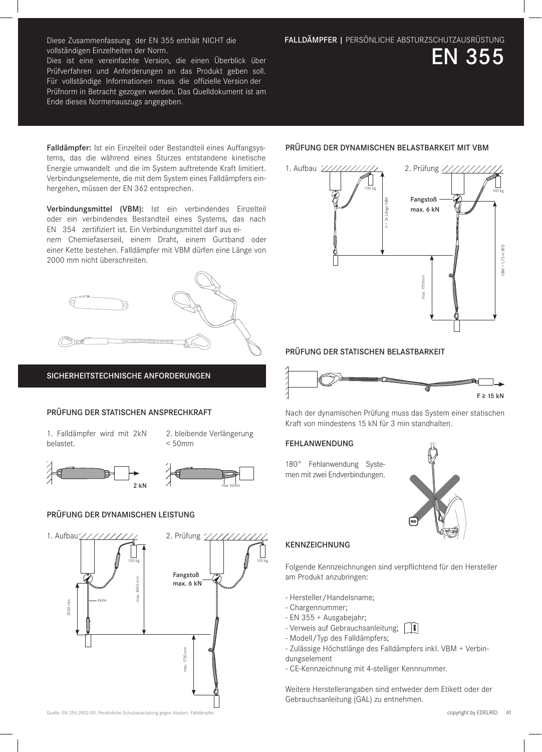Diese Zusammenfassung der EN 355 enthält NICHT die vollständigen Einzelheiten der Norm.
Dies ist eine vereinfachte Version, die einen Überblick über Prüfverfahren und Anforderungen an das Produkt geben soll. Für vollständige Informationen muss die offizielle Version der Prüfnorm in Betracht gezogen werden. Das Quelldokument ist am Ende dieses Normenauszugs angegeben.

**FALLDÄMPFER |** PERSÖNLICHE ABSTURZSCHUTZAUSRÜSTUNG

# EN 355

**Falldämpfer:** Ist ein Einzelteil oder Bestandteil eines Auffangsystems, das die während eines Sturzes entstandene kinetische Energie umwandelt und die im System auftretende Kraft limitiert. Verbindungselemente, die mit dem System eines Falldämpfers einhergehen, müssen der EN 362 entsprechen.

**Verbindungsmittel (VBM):** Ist ein verbindendes Einzelteil oder ein verbindendes Bestandteil eines Systems, das nach EN 354 zertifiziert ist. Ein Verbindungsmittel darf aus einem Chemiefaserseil, einem Draht, einem Gurtband oder einer Kette bestehen. Falldämpfer mit VBM dürfen eine Länge von 2000 mm nicht überschreiten.

## SICHERHEITSTECHNISCHE ANFORDERUNGEN

### PRÜFUNG DER STATISCHEN ANSPRECHKRAFT

1. Falldämpfer wird mit 2kN belastet.

2. bleibende Verlängerung < 50mm

2 kN

max 50mm

### PRÜFUNG DER DYNAMISCHEN LEISTUNG

1. Aufbau

2. Prüfung

100 kg

Kette

2000 mm

max. 4000 mm

Fangstoß max. 6 kN

max. 1750 mm

### PRÜFUNG DER DYNAMISCHEN BELASTBARKEIT MIT VBM

1. Aufbau

2. Prüfung

100 kg

h = 2x Länge VBM

Fangstoß max. 6 kN

max. 1750mm

VBM + 1,75 m BFD

### PRÜFUNG DER STATISCHEN BELASTBARKEIT

F ≥ 15 kN

Nach der dynamischen Prüfung muss das System einer statischen Kraft von mindestens 15 kN für 3 min standhalten.

### FEHLANWENDUNG

180° Fehlanwendung Systemen mit zwei Endverbindungen.

NO

### KENNZEICHNUNG

Folgende Kennzeichnungen sind verpflichtend für den Hersteller am Produkt anzubringen:

- Hersteller/Handelsname;
- Chargennummer;
- EN 355 + Ausgabejahr;
- Verweis auf Gebrauchsanleitung;
- Modell/Typ des Falldämpfers;
- Zulässige Höchstlänge des Falldämpfers inkl. VBM + Verbindungselement
- CE-Kennzeichnung mit 4-stelliger Kennnummer.

Weitere Herstellerangaben sind entweder dem Etikett oder der Gebrauchsanleitung (GAL) zu entnehmen.

Quelle: EN 355:2002-09. Persönliche Schutzausrüstung gegen Absturz. Falldämpfer.

copyright by EDELRID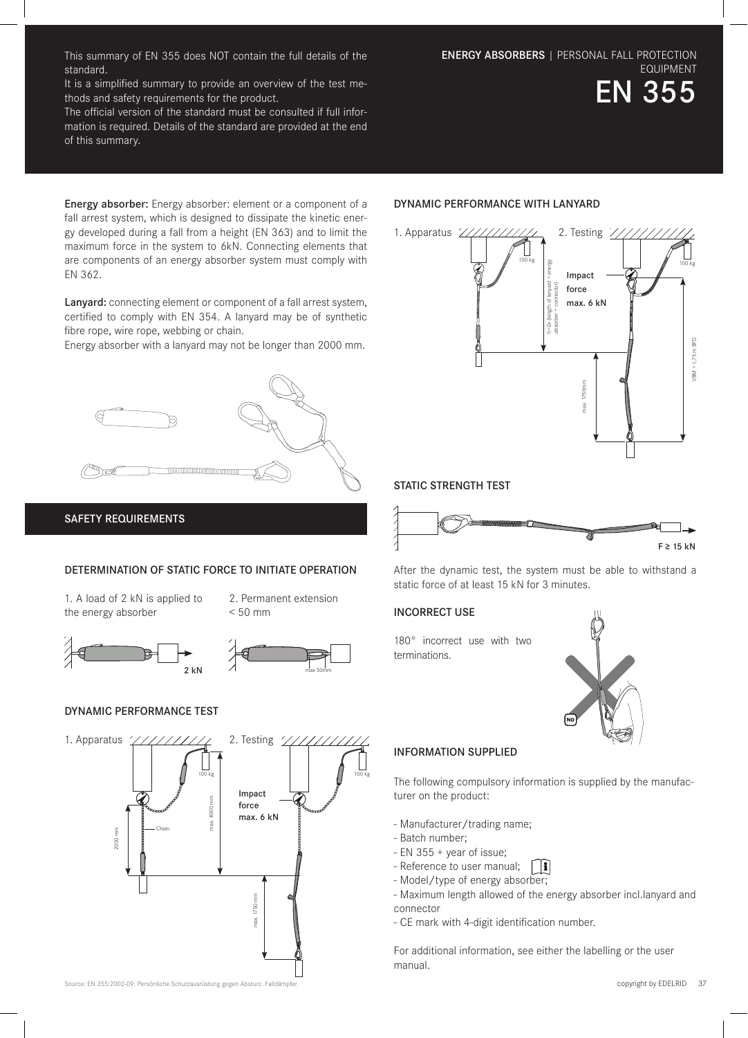This summary of EN 355 does NOT contain the full details of the standard.
It is a simplified summary to provide an overview of the test methods and safety requirements for the product.
The official version of the standard must be consulted if full information is required. Details of the standard are provided at the end of this summary.

**ENERGY ABSORBERS** | PERSONAL FALL PROTECTION EQUIPMENT

# EN 355

**Energy absorber:** Energy absorber: element or a component of a fall arrest system, which is designed to dissipate the kinetic energy developed during a fall from a height (EN 363) and to limit the maximum force in the system to 6kN. Connecting elements that are components of an energy absorber system must comply with EN 362.

**Lanyard:** connecting element or component of a fall arrest system, certified to comply with EN 354. A lanyard may be of synthetic fibre rope, wire rope, webbing or chain.
Energy absorber with a lanyard may not be longer than 2000 mm.

## SAFETY REQUIREMENTS

### DETERMINATION OF STATIC FORCE TO INITIATE OPERATION

1. A load of 2 kN is applied to the energy absorber
2. Permanent extension < 50 mm

2 kN

max 50mm

### DYNAMIC PERFORMANCE TEST

1. Apparatus
2. Testing

100 kg

2000 mm

Chain

max. 4000 mm

Impact force max. 6 kN

max. 1750 mm

### DYNAMIC PERFORMANCE WITH LANYARD

1. Apparatus
2. Testing

100 kg

h=2x (length of lanyard + energy absorber + connector)

Impact force max. 6 kN

max. 1750mm

VBM + 1,75 m BFD

### STATIC STRENGTH TEST

F ≥ 15 kN

After the dynamic test, the system must be able to withstand a static force of at least 15 kN for 3 minutes.

### INCORRECT USE

180° incorrect use with two terminations.

NO

### INFORMATION SUPPLIED

The following compulsory information is supplied by the manufacturer on the product:

- Manufacturer/trading name;
- Batch number;
- EN 355 + year of issue;
- Reference to user manual;
- Model/type of energy absorber;
- Maximum length allowed of the energy absorber incl.lanyard and connector
- CE mark with 4-digit identification number.

For additional information, see either the labelling or the user manual.

Source: EN 355:2002-09. Persönliche Schutzausrüstung gegen Absturz. Falldämpfer.

copyright by EDELRID